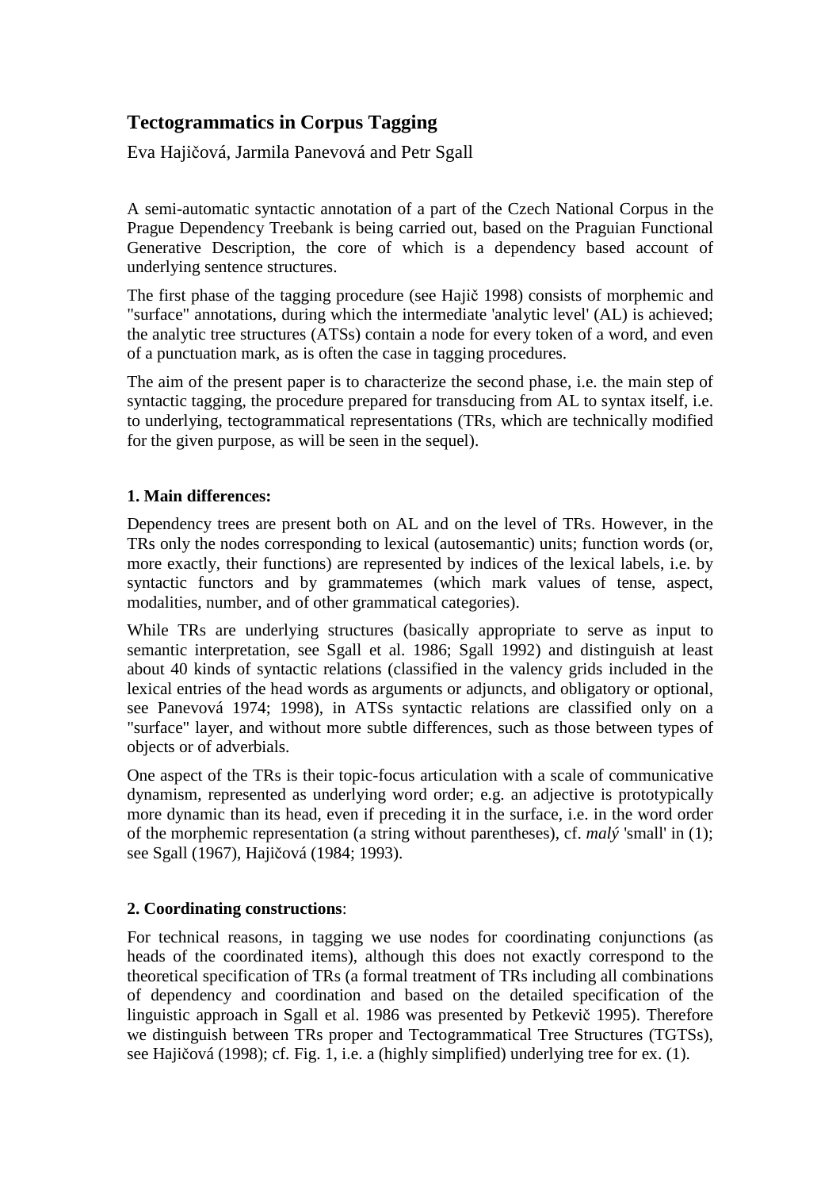# Tectogrammatics in Corpus Tagging

Eva Hajičová, Jarmila Panevová and Petr Sgall

A semi-automatic syntactic annotation of a part of the Czech National Corpus in the Prague Dependency Treebank is being carried out, based on the Praguian Functional Generative Description, the core of which is a dependency based account of underlying sentence structures.

The first phase of the tagging procedure (see Hajič 1998) consists of morphemic and "surface" annotations, during which the intermediate 'analytic level' (AL) is achieved; the analytic tree structures (ATSs) contain a node for every token of a word, and even of a punctuation mark, as is often the case in tagging procedures.

The aim of the present paper is to characterize the second phase, i.e. the main step of syntactic tagging, the procedure prepared for transducing from AL to syntax itself, i.e. to underlying, tectogrammatical representations (TRs, which are technically modified for the given purpose, as will be seen in the sequel).

## 1. Main differences:

Dependency trees are present both on AL and on the level of TRs. However, in the TRs only the nodes corresponding to lexical (autosemantic) units; function words (or, more exactly, their functions) are represented by indices of the lexical labels, i.e. by syntactic functors and by grammatemes (which mark values of tense, aspect, modalities, number, and of other grammatical categories).

While TRs are underlying structures (basically appropriate to serve as input to semantic interpretation, see Sgall et al. 1986; Sgall 1992) and distinguish at least about 40 kinds of syntactic relations (classified in the valency grids included in the lexical entries of the head words as arguments or adjuncts, and obligatory or optional, see Panevová 1974; 1998), in ATSs syntactic relations are classified only on a "surface" layer, and without more subtle differences, such as those between types of objects or of adverbials.

One aspect of the TRs is their topic-focus articulation with a scale of communicative dynamism, represented as underlying word order; e.g. an adjective is prototypically more dynamic than its head, even if preceding it in the surface, i.e. in the word order of the morphemic representation (a string without parentheses), cf. *malý* 'small' in (1); see Sgall (1967), Hajičová (1984; 1993).

## 2. Coordinating constructions:

For technical reasons, in tagging we use nodes for coordinating conjunctions (as heads of the coordinated items), although this does not exactly correspond to the theoretical specification of TRs (a formal treatment of TRs including all combinations of dependency and coordination and based on the detailed specification of the linguistic approach in Sgall et al. 1986 was presented by Petkevič 1995). Therefore we distinguish between TRs proper and Tectogrammatical Tree Structures (TGTSs), see Hajičová (1998); cf. Fig. 1, i.e. a (highly simplified) underlying tree for ex. (1).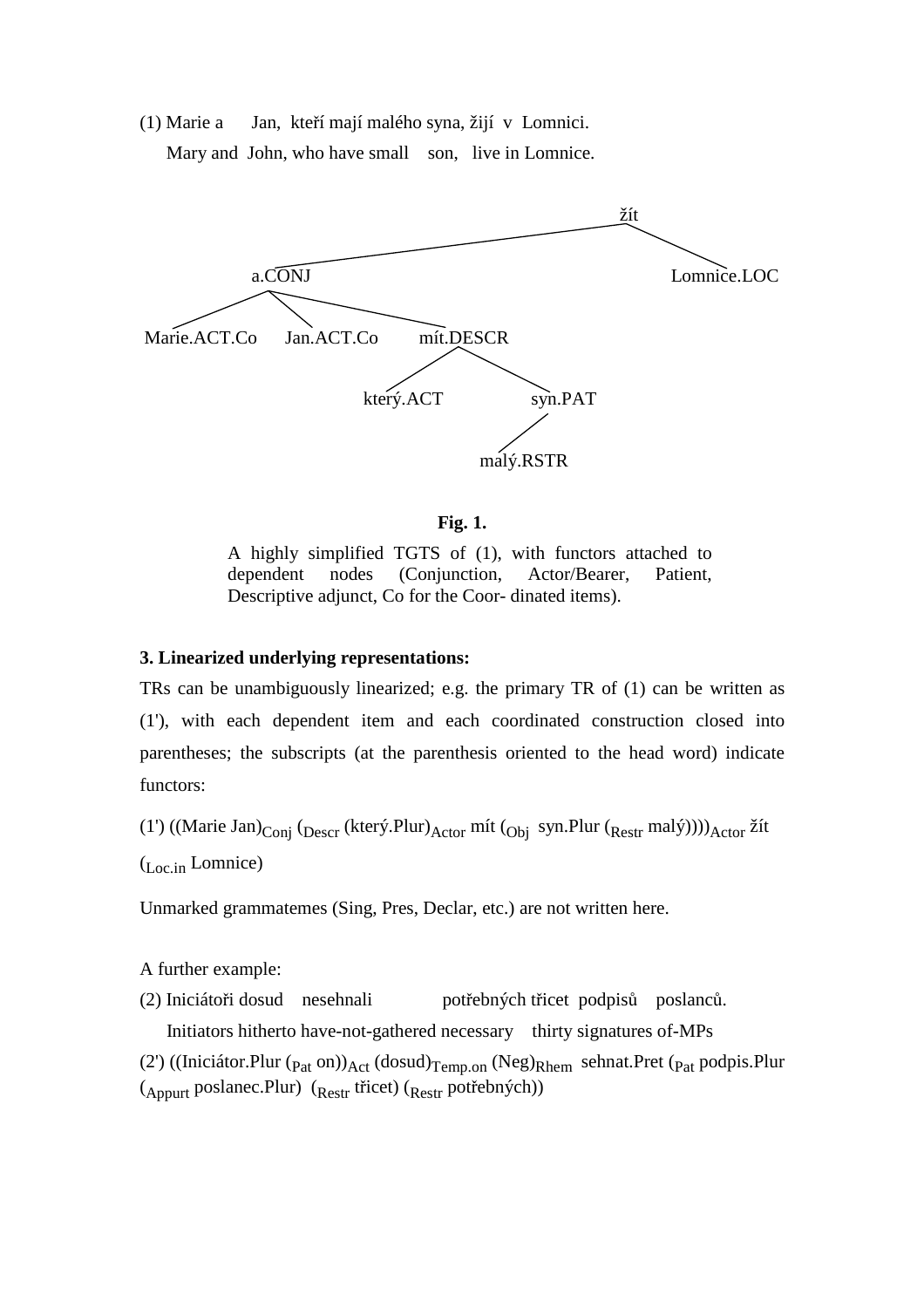(1) Marie a Jan, kteří mají malého syna, žijí v Lomnici.
Mary and John, who have small son, live in Lomnice.

```
                                              žít
                     a.CONJ                                        Lomnice.LOC
Marie.ACT.Co    Jan.ACT.Co    mít.DESCR
                         který.ACT        syn.PAT
                                      malý.RSTR
```

**Fig. 1.**

A highly simplified TGTS of (1), with functors attached to dependent nodes (Conjunction, Actor/Bearer, Patient, Descriptive adjunct, Co for the Coor- dinated items).

**3. Linearized underlying representations:**

TRs can be unambiguously linearized; e.g. the primary TR of (1) can be written as (1'), with each dependent item and each coordinated construction closed into parentheses; the subscripts (at the parenthesis oriented to the head word) indicate functors:

(1') ((Marie Jan)$_{\text{Conj}}$ ($_{\text{Descr}}$ (který.Plur)$_{\text{Actor}}$ mít ($_{\text{Obj}}$ syn.Plur ($_{\text{Restr}}$ malý))))$_{\text{Actor}}$ žít ($_{\text{Loc.in}}$ Lomnice)

Unmarked grammatemes (Sing, Pres, Declar, etc.) are not written here.

A further example:

(2) Iniciátoři dosud nesehnali potřebných třicet podpisů poslanců.
Initiators hitherto have-not-gathered necessary thirty signatures of-MPs

(2') ((Iniciátor.Plur ($_{\text{Pat}}$ on))$_{\text{Act}}$ (dosud)$_{\text{Temp.on}}$ (Neg)$_{\text{Rhem}}$ sehnat.Pret ($_{\text{Pat}}$ podpis.Plur ($_{\text{Appurt}}$ poslanec.Plur) ($_{\text{Restr}}$ třicet) ($_{\text{Restr}}$ potřebných))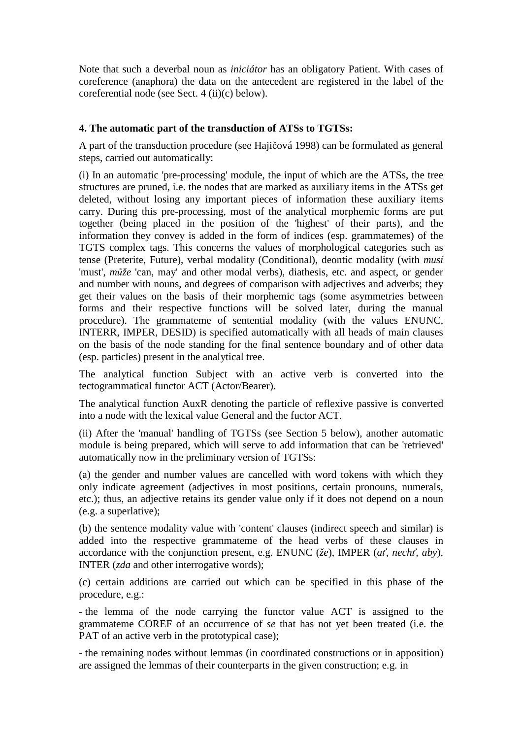Note that such a deverbal noun as *iniciátor* has an obligatory Patient. With cases of coreference (anaphora) the data on the antecedent are registered in the label of the coreferential node (see Sect. 4 (ii)(c) below).

## 4. The automatic part of the transduction of ATSs to TGTSs:

A part of the transduction procedure (see Hajičová 1998) can be formulated as general steps, carried out automatically:

(i) In an automatic 'pre-processing' module, the input of which are the ATSs, the tree structures are pruned, i.e. the nodes that are marked as auxiliary items in the ATSs get deleted, without losing any important pieces of information these auxiliary items carry. During this pre-processing, most of the analytical morphemic forms are put together (being placed in the position of the 'highest' of their parts), and the information they convey is added in the form of indices (esp. grammatemes) of the TGTS complex tags. This concerns the values of morphological categories such as tense (Preterite, Future), verbal modality (Conditional), deontic modality (with *musí* 'must', *může* 'can, may' and other modal verbs), diathesis, etc. and aspect, or gender and number with nouns, and degrees of comparison with adjectives and adverbs; they get their values on the basis of their morphemic tags (some asymmetries between forms and their respective functions will be solved later, during the manual procedure). The grammateme of sentential modality (with the values ENUNC, INTERR, IMPER, DESID) is specified automatically with all heads of main clauses on the basis of the node standing for the final sentence boundary and of other data (esp. particles) present in the analytical tree.

The analytical function Subject with an active verb is converted into the tectogrammatical functor ACT (Actor/Bearer).

The analytical function AuxR denoting the particle of reflexive passive is converted into a node with the lexical value General and the fuctor ACT.

(ii) After the 'manual' handling of TGTSs (see Section 5 below), another automatic module is being prepared, which will serve to add information that can be 'retrieved' automatically now in the preliminary version of TGTSs:

(a) the gender and number values are cancelled with word tokens with which they only indicate agreement (adjectives in most positions, certain pronouns, numerals, etc.); thus, an adjective retains its gender value only if it does not depend on a noun (e.g. a superlative);

(b) the sentence modality value with 'content' clauses (indirect speech and similar) is added into the respective grammateme of the head verbs of these clauses in accordance with the conjunction present, e.g. ENUNC (*že*), IMPER (*ať, nechť, aby*), INTER (*zda* and other interrogative words);

(c) certain additions are carried out which can be specified in this phase of the procedure, e.g.:

- the lemma of the node carrying the functor value ACT is assigned to the grammateme COREF of an occurrence of *se* that has not yet been treated (i.e. the PAT of an active verb in the prototypical case);

- the remaining nodes without lemmas (in coordinated constructions or in apposition) are assigned the lemmas of their counterparts in the given construction; e.g. in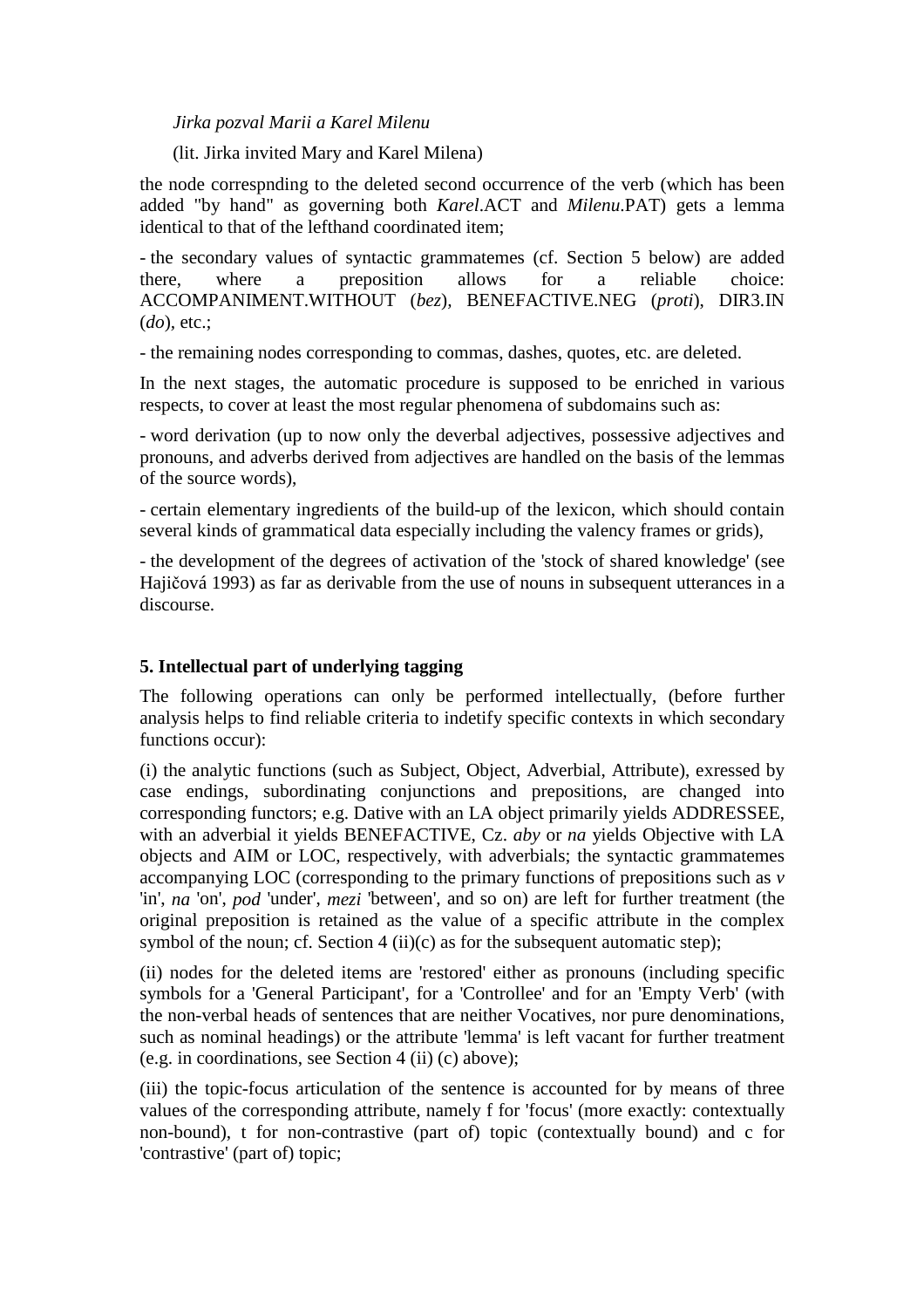*Jirka pozval Marii a Karel Milenu*

(lit. Jirka invited Mary and Karel Milena)

the node correspnding to the deleted second occurrence of the verb (which has been added "by hand" as governing both *Karel*.ACT and *Milenu*.PAT) gets a lemma identical to that of the lefthand coordinated item;

- the secondary values of syntactic grammatemes (cf. Section 5 below) are added there, where a preposition allows for a reliable choice: ACCOMPANIMENT.WITHOUT (*bez*), BENEFACTIVE.NEG (*proti*), DIR3.IN (*do*), etc.;

- the remaining nodes corresponding to commas, dashes, quotes, etc. are deleted.

In the next stages, the automatic procedure is supposed to be enriched in various respects, to cover at least the most regular phenomena of subdomains such as:

- word derivation (up to now only the deverbal adjectives, possessive adjectives and pronouns, and adverbs derived from adjectives are handled on the basis of the lemmas of the source words),

- certain elementary ingredients of the build-up of the lexicon, which should contain several kinds of grammatical data especially including the valency frames or grids),

- the development of the degrees of activation of the 'stock of shared knowledge' (see Hajičová 1993) as far as derivable from the use of nouns in subsequent utterances in a discourse.

## 5. Intellectual part of underlying tagging

The following operations can only be performed intellectually, (before further analysis helps to find reliable criteria to indetify specific contexts in which secondary functions occur):

(i) the analytic functions (such as Subject, Object, Adverbial, Attribute), exressed by case endings, subordinating conjunctions and prepositions, are changed into corresponding functors; e.g. Dative with an LA object primarily yields ADDRESSEE, with an adverbial it yields BENEFACTIVE, Cz. *aby* or *na* yields Objective with LA objects and AIM or LOC, respectively, with adverbials; the syntactic grammatemes accompanying LOC (corresponding to the primary functions of prepositions such as *v* 'in', *na* 'on', *pod* 'under', *mezi* 'between', and so on) are left for further treatment (the original preposition is retained as the value of a specific attribute in the complex symbol of the noun; cf. Section 4 (ii)(c) as for the subsequent automatic step);

(ii) nodes for the deleted items are 'restored' either as pronouns (including specific symbols for a 'General Participant', for a 'Controllee' and for an 'Empty Verb' (with the non-verbal heads of sentences that are neither Vocatives, nor pure denominations, such as nominal headings) or the attribute 'lemma' is left vacant for further treatment (e.g. in coordinations, see Section 4 (ii) (c) above);

(iii) the topic-focus articulation of the sentence is accounted for by means of three values of the corresponding attribute, namely f for 'focus' (more exactly: contextually non-bound), t for non-contrastive (part of) topic (contextually bound) and c for 'contrastive' (part of) topic;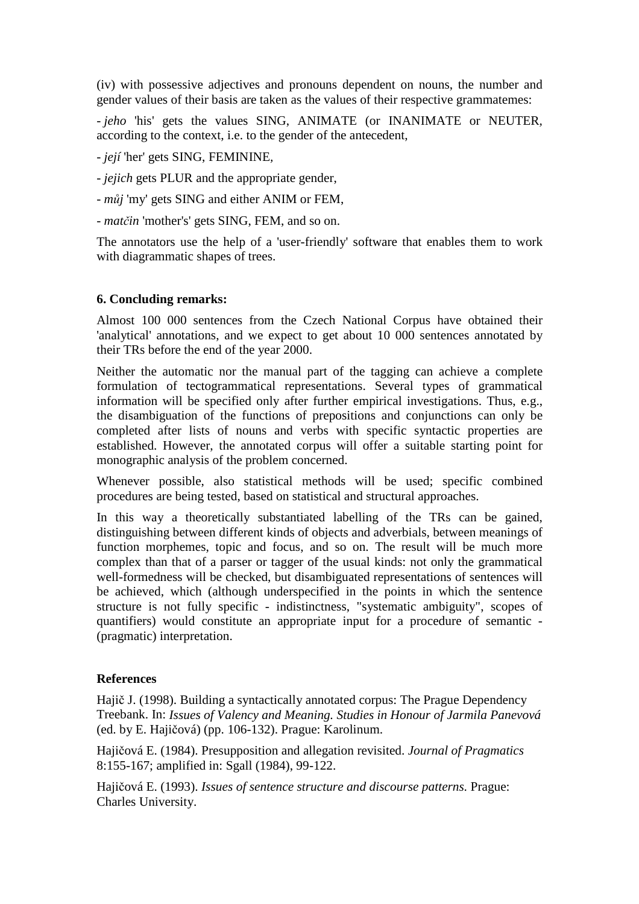(iv) with possessive adjectives and pronouns dependent on nouns, the number and gender values of their basis are taken as the values of their respective grammatemes:

- *jeho* 'his' gets the values SING, ANIMATE (or INANIMATE or NEUTER, according to the context, i.e. to the gender of the antecedent,

- *její* 'her' gets SING, FEMININE,

- *jejich* gets PLUR and the appropriate gender,

- *můj* 'my' gets SING and either ANIM or FEM,

- *matčin* 'mother's' gets SING, FEM, and so on.

The annotators use the help of a 'user-friendly' software that enables them to work with diagrammatic shapes of trees.

**6. Concluding remarks:**

Almost 100 000 sentences from the Czech National Corpus have obtained their 'analytical' annotations, and we expect to get about 10 000 sentences annotated by their TRs before the end of the year 2000.

Neither the automatic nor the manual part of the tagging can achieve a complete formulation of tectogrammatical representations. Several types of grammatical information will be specified only after further empirical investigations. Thus, e.g., the disambiguation of the functions of prepositions and conjunctions can only be completed after lists of nouns and verbs with specific syntactic properties are established. However, the annotated corpus will offer a suitable starting point for monographic analysis of the problem concerned.

Whenever possible, also statistical methods will be used; specific combined procedures are being tested, based on statistical and structural approaches.

In this way a theoretically substantiated labelling of the TRs can be gained, distinguishing between different kinds of objects and adverbials, between meanings of function morphemes, topic and focus, and so on. The result will be much more complex than that of a parser or tagger of the usual kinds: not only the grammatical well-formedness will be checked, but disambiguated representations of sentences will be achieved, which (although underspecified in the points in which the sentence structure is not fully specific - indistinctness, "systematic ambiguity", scopes of quantifiers) would constitute an appropriate input for a procedure of semantic - (pragmatic) interpretation.

**References**

Hajič J. (1998). Building a syntactically annotated corpus: The Prague Dependency Treebank. In: *Issues of Valency and Meaning. Studies in Honour of Jarmila Panevová* (ed. by E. Hajičová) (pp. 106-132). Prague: Karolinum.

Hajičová E. (1984). Presupposition and allegation revisited. *Journal of Pragmatics* 8:155-167; amplified in: Sgall (1984), 99-122.

Hajičová E. (1993). *Issues of sentence structure and discourse patterns.* Prague: Charles University.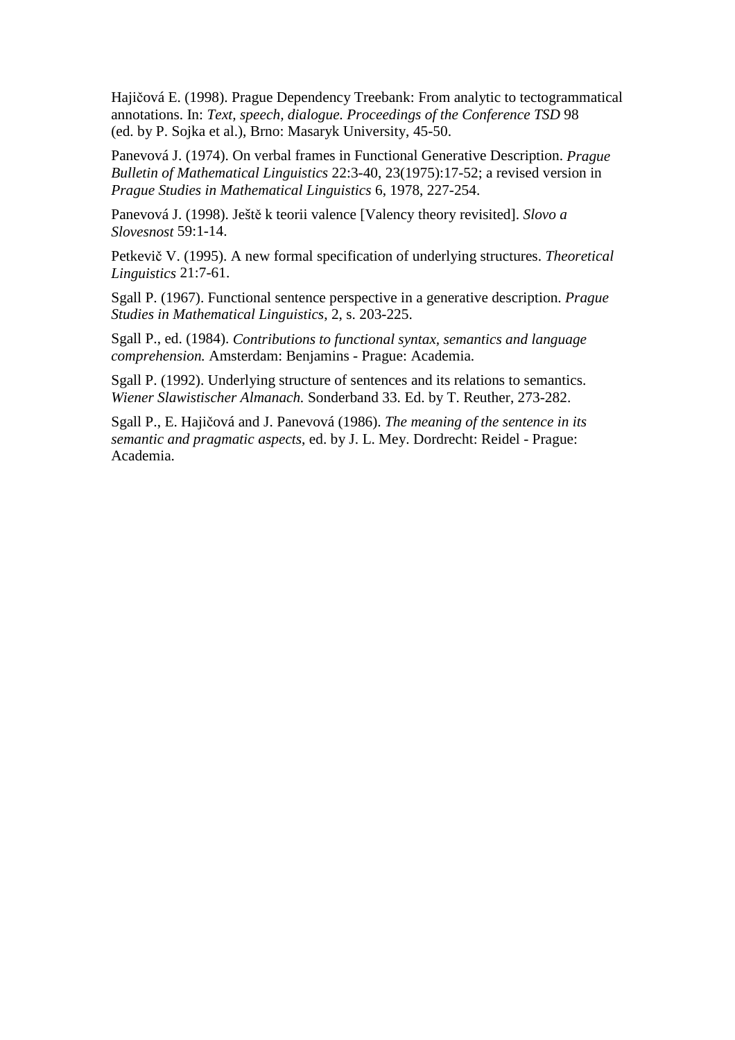Hajičová E. (1998). Prague Dependency Treebank: From analytic to tectogrammatical annotations. In: *Text, speech, dialogue. Proceedings of the Conference TSD* 98 (ed. by P. Sojka et al.), Brno: Masaryk University, 45-50.

Panevová J. (1974). On verbal frames in Functional Generative Description. *Prague Bulletin of Mathematical Linguistics* 22:3-40, 23(1975):17-52; a revised version in *Prague Studies in Mathematical Linguistics* 6, 1978, 227-254.

Panevová J. (1998). Ještě k teorii valence [Valency theory revisited]. *Slovo a Slovesnost* 59:1-14.

Petkevič V. (1995). A new formal specification of underlying structures. *Theoretical Linguistics* 21:7-61.

Sgall P. (1967). Functional sentence perspective in a generative description. *Prague Studies in Mathematical Linguistics*, 2, s. 203-225.

Sgall P., ed. (1984). *Contributions to functional syntax, semantics and language comprehension.* Amsterdam: Benjamins - Prague: Academia.

Sgall P. (1992). Underlying structure of sentences and its relations to semantics. *Wiener Slawistischer Almanach.* Sonderband 33. Ed. by T. Reuther, 273-282.

Sgall P., E. Hajičová and J. Panevová (1986). *The meaning of the sentence in its semantic and pragmatic aspects*, ed. by J. L. Mey. Dordrecht: Reidel - Prague: Academia.